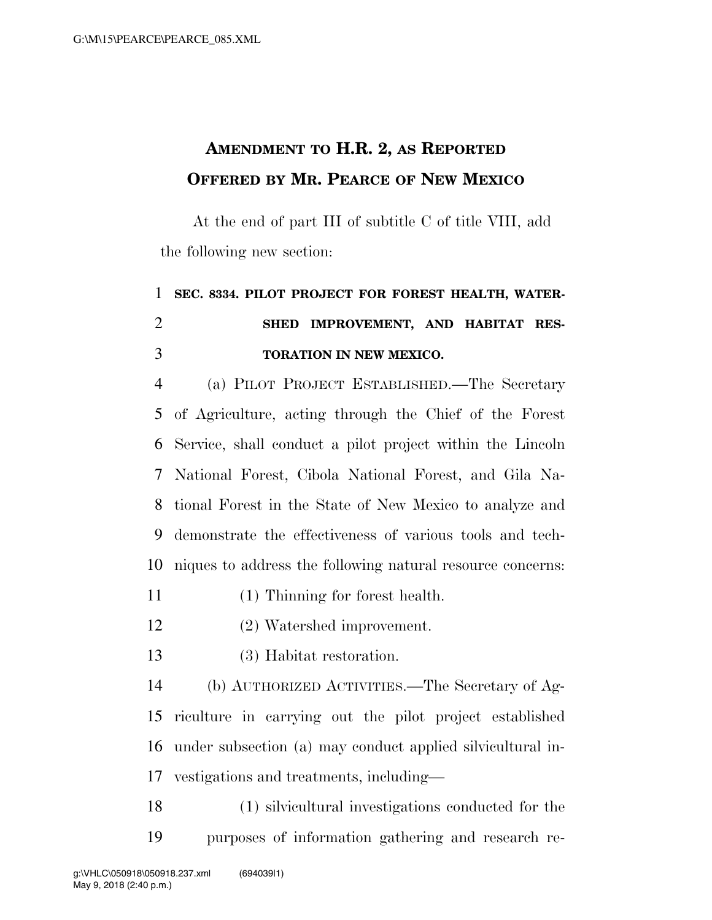# AMENDMENT TO H.R. 2, AS REPORTED OFFERED BY MR. PEARCE OF NEW MEXICO

At the end of part III of subtitle C of title VIII, add the following new section:

**SEC. 8334. PILOT PROJECT FOR FOREST HEALTH, WATERSHED IMPROVEMENT, AND HABITAT RESTORATION IN NEW MEXICO.**

(a) PILOT PROJECT ESTABLISHED.—The Secretary of Agriculture, acting through the Chief of the Forest Service, shall conduct a pilot project within the Lincoln National Forest, Cibola National Forest, and Gila National Forest in the State of New Mexico to analyze and demonstrate the effectiveness of various tools and techniques to address the following natural resource concerns:

(1) Thinning for forest health.

(2) Watershed improvement.

(3) Habitat restoration.

(b) AUTHORIZED ACTIVITIES.—The Secretary of Agriculture in carrying out the pilot project established under subsection (a) may conduct applied silvicultural investigations and treatments, including—

(1) silvicultural investigations conducted for the purposes of information gathering and research re-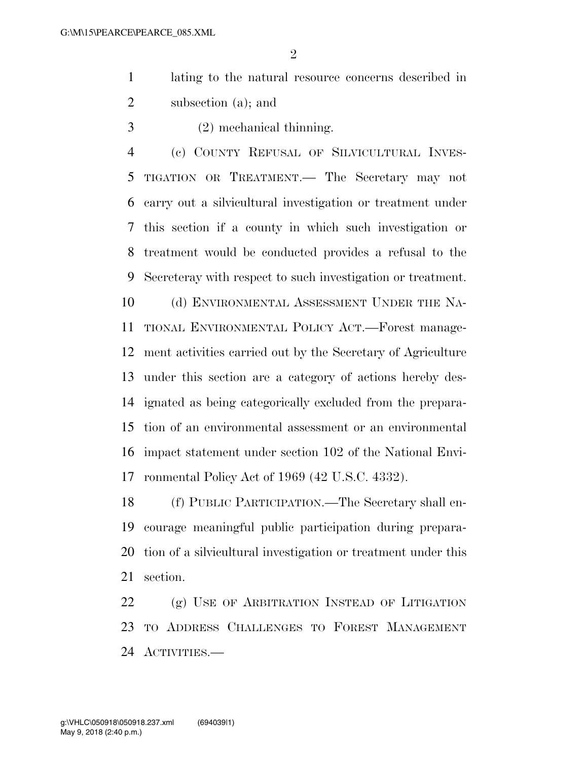lating to the natural resource concerns described in subsection (a); and

(2) mechanical thinning.

(c) COUNTY REFUSAL OF SILVICULTURAL INVESTIGATION OR TREATMENT.— The Secretary may not carry out a silvicultural investigation or treatment under this section if a county in which such investigation or treatment would be conducted provides a refusal to the Secreteray with respect to such investigation or treatment.

(d) ENVIRONMENTAL ASSESSMENT UNDER THE NATIONAL ENVIRONMENTAL POLICY ACT.—Forest management activities carried out by the Secretary of Agriculture under this section are a category of actions hereby designated as being categorically excluded from the preparation of an environmental assessment or an environmental impact statement under section 102 of the National Environmental Policy Act of 1969 (42 U.S.C. 4332).

(f) PUBLIC PARTICIPATION.—The Secretary shall encourage meaningful public participation during preparation of a silvicultural investigation or treatment under this section.

(g) USE OF ARBITRATION INSTEAD OF LITIGATION TO ADDRESS CHALLENGES TO FOREST MANAGEMENT ACTIVITIES.—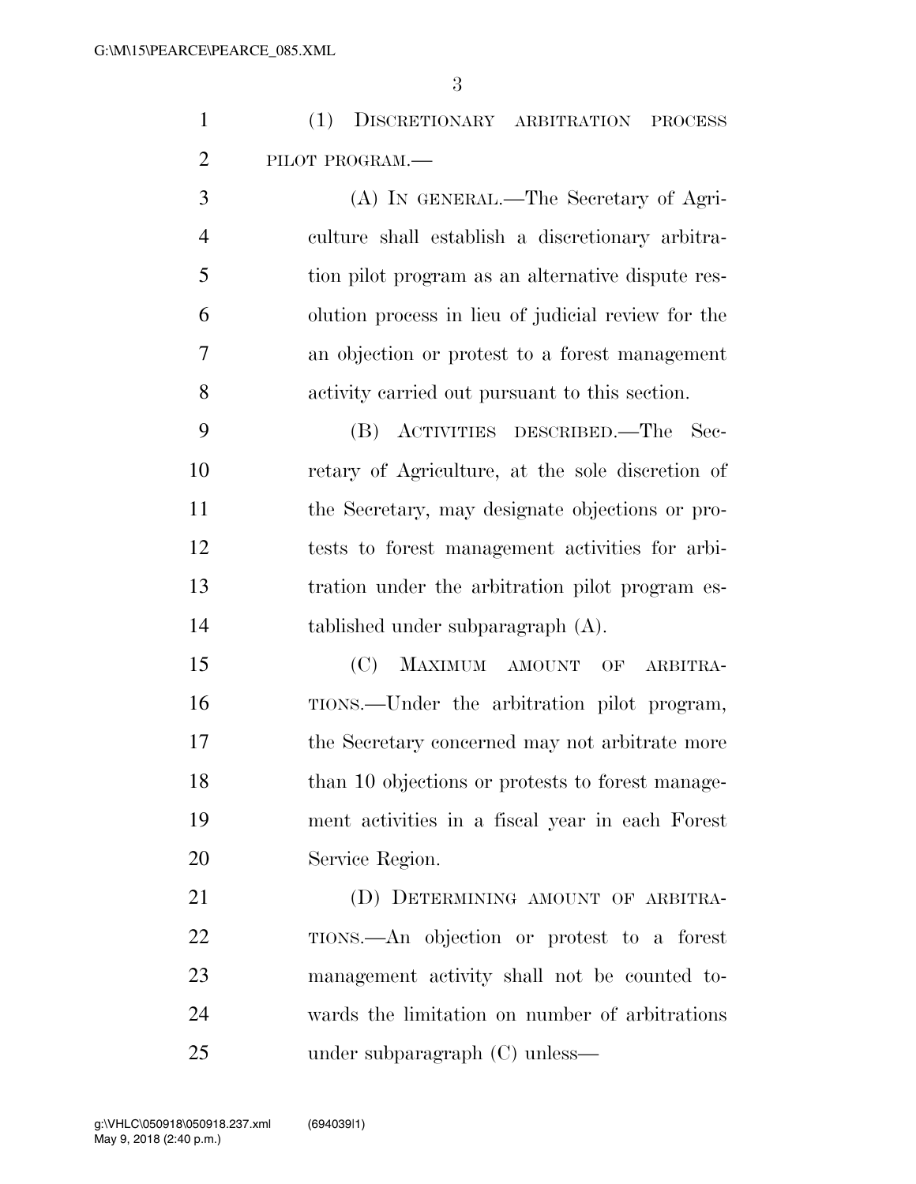(1) DISCRETIONARY ARBITRATION PROCESS PILOT PROGRAM.—

(A) IN GENERAL.—The Secretary of Agriculture shall establish a discretionary arbitration pilot program as an alternative dispute resolution process in lieu of judicial review for the an objection or protest to a forest management activity carried out pursuant to this section.

(B) ACTIVITIES DESCRIBED.—The Secretary of Agriculture, at the sole discretion of the Secretary, may designate objections or protests to forest management activities for arbitration under the arbitration pilot program established under subparagraph (A).

(C) MAXIMUM AMOUNT OF ARBITRATIONS.—Under the arbitration pilot program, the Secretary concerned may not arbitrate more than 10 objections or protests to forest management activities in a fiscal year in each Forest Service Region.

(D) DETERMINING AMOUNT OF ARBITRATIONS.—An objection or protest to a forest management activity shall not be counted towards the limitation on number of arbitrations under subparagraph (C) unless—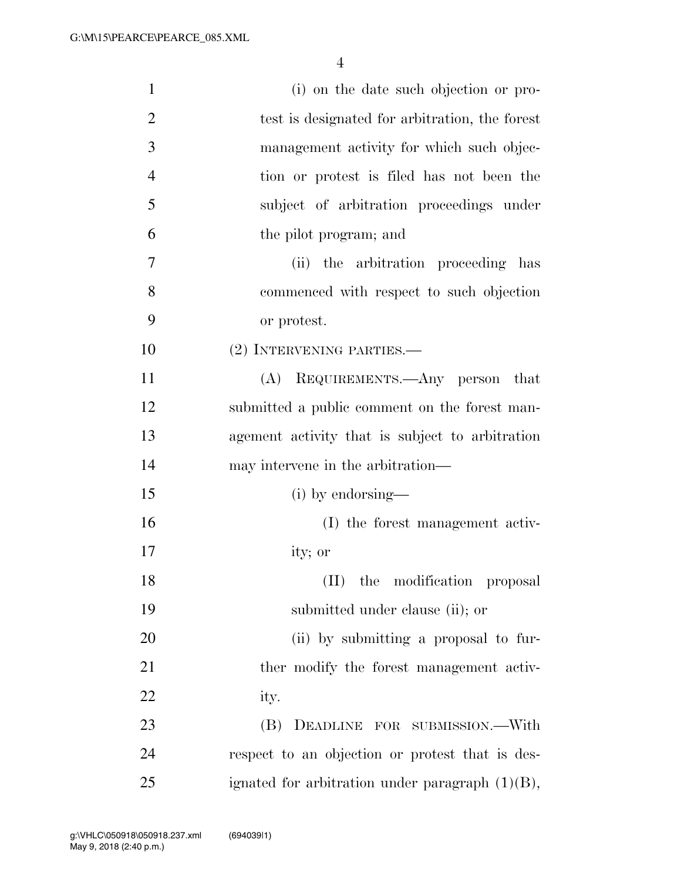(i) on the date such objection or protest is designated for arbitration, the forest management activity for which such objection or protest is filed has not been the subject of arbitration proceedings under the pilot program; and

(ii) the arbitration proceeding has commenced with respect to such objection or protest.

(2) INTERVENING PARTIES.—

(A) REQUIREMENTS.—Any person that submitted a public comment on the forest management activity that is subject to arbitration may intervene in the arbitration—

(i) by endorsing—

(I) the forest management activity; or

(II) the modification proposal submitted under clause (ii); or

(ii) by submitting a proposal to further modify the forest management activity.

(B) DEADLINE FOR SUBMISSION.—With respect to an objection or protest that is designated for arbitration under paragraph (1)(B),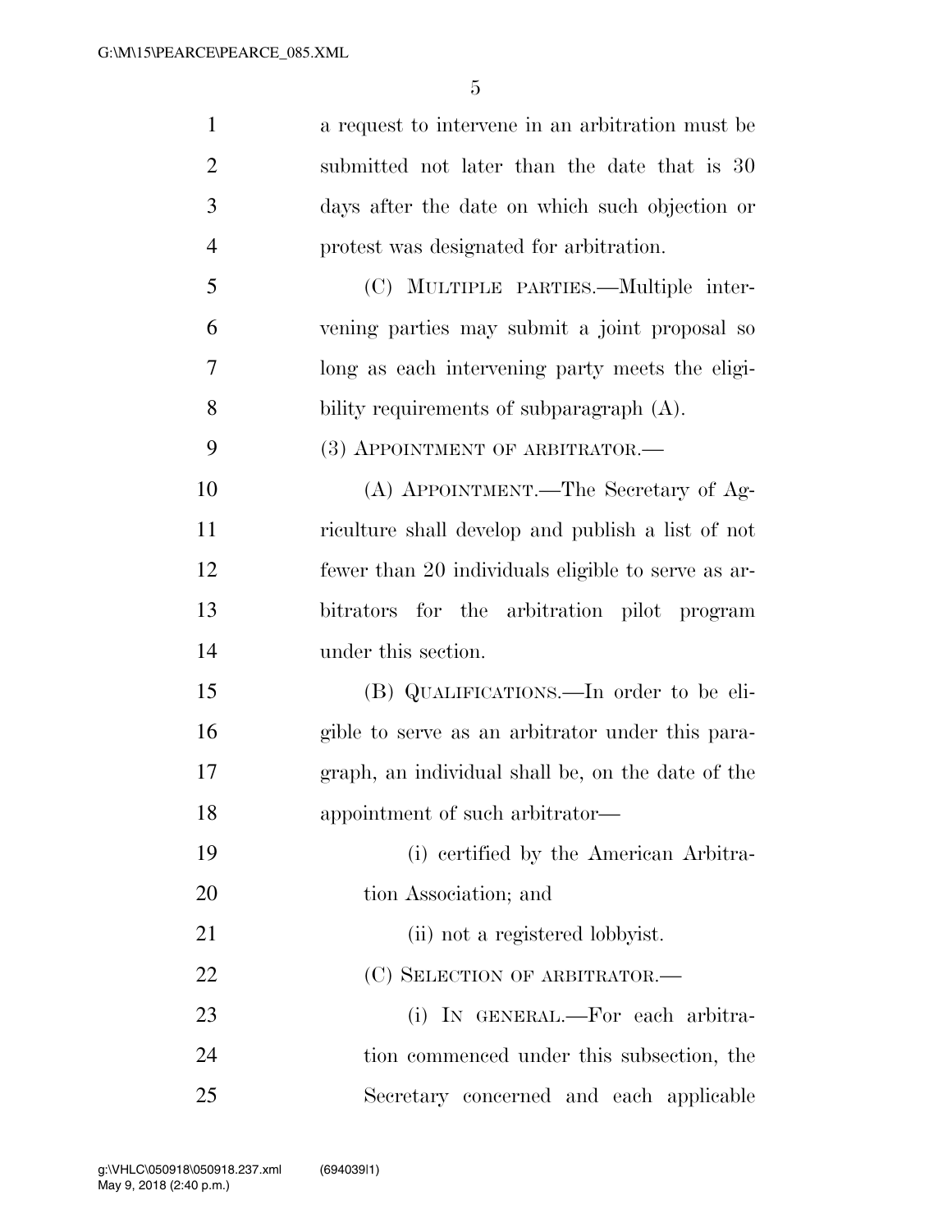a request to intervene in an arbitration must be submitted not later than the date that is 30 days after the date on which such objection or protest was designated for arbitration.

(C) MULTIPLE PARTIES.—Multiple intervening parties may submit a joint proposal so long as each intervening party meets the eligibility requirements of subparagraph (A).

(3) APPOINTMENT OF ARBITRATOR.—

(A) APPOINTMENT.—The Secretary of Agriculture shall develop and publish a list of not fewer than 20 individuals eligible to serve as arbitrators for the arbitration pilot program under this section.

(B) QUALIFICATIONS.—In order to be eligible to serve as an arbitrator under this paragraph, an individual shall be, on the date of the appointment of such arbitrator—

(i) certified by the American Arbitration Association; and

(ii) not a registered lobbyist.

(C) SELECTION OF ARBITRATOR.—

(i) IN GENERAL.—For each arbitration commenced under this subsection, the Secretary concerned and each applicable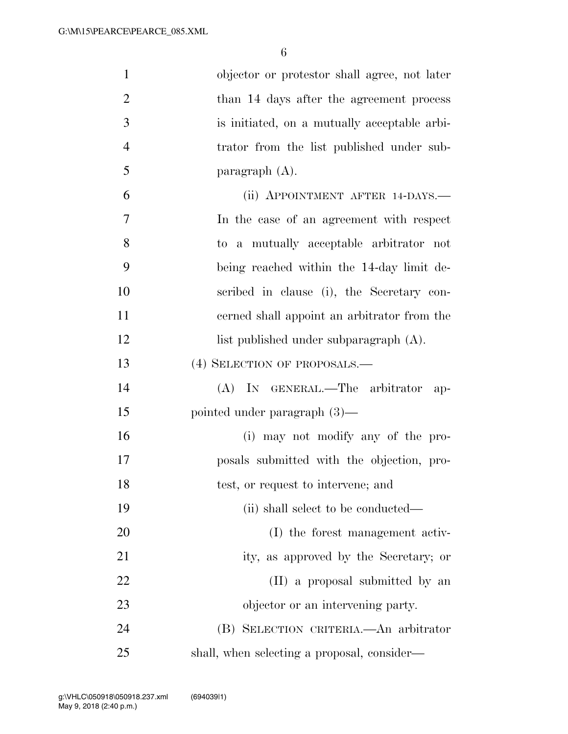objector or protestor shall agree, not later than 14 days after the agreement process is initiated, on a mutually acceptable arbitrator from the list published under subparagraph (A).

(ii) APPOINTMENT AFTER 14-DAYS.—In the case of an agreement with respect to a mutually acceptable arbitrator not being reached within the 14-day limit described in clause (i), the Secretary concerned shall appoint an arbitrator from the list published under subparagraph (A).

(4) SELECTION OF PROPOSALS.—

(A) IN GENERAL.—The arbitrator appointed under paragraph (3)—

(i) may not modify any of the proposals submitted with the objection, protest, or request to intervene; and

(ii) shall select to be conducted—

(I) the forest management activity, as approved by the Secretary; or

(II) a proposal submitted by an objector or an intervening party.

(B) SELECTION CRITERIA.—An arbitrator shall, when selecting a proposal, consider—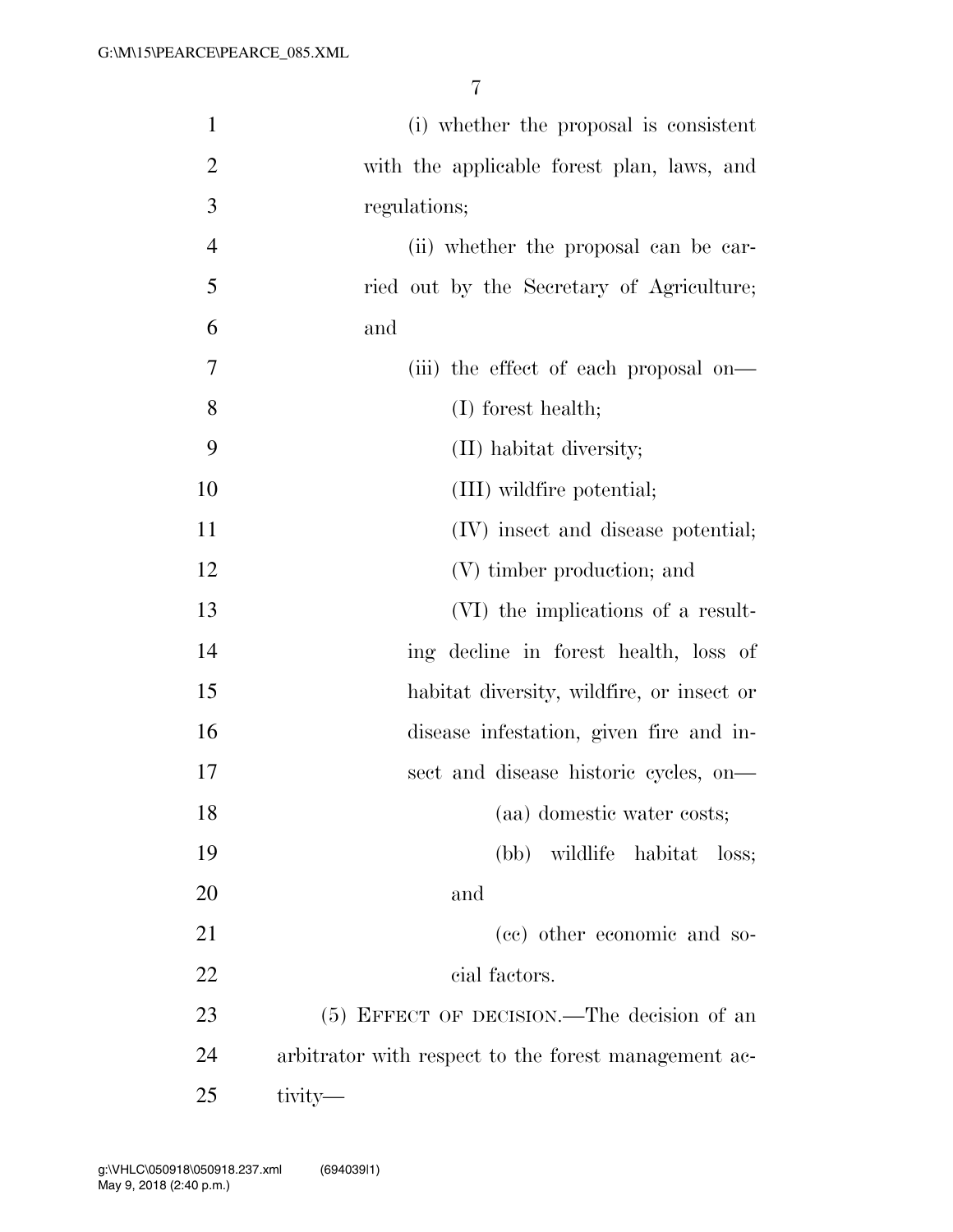(i) whether the proposal is consistent with the applicable forest plan, laws, and regulations;

(ii) whether the proposal can be carried out by the Secretary of Agriculture; and

(iii) the effect of each proposal on—

(I) forest health;

(II) habitat diversity;

(III) wildfire potential;

(IV) insect and disease potential;

(V) timber production; and

(VI) the implications of a resulting decline in forest health, loss of habitat diversity, wildfire, or insect or disease infestation, given fire and insect and disease historic cycles, on—

(aa) domestic water costs;

(bb) wildlife habitat loss; and

(cc) other economic and social factors.

(5) EFFECT OF DECISION.—The decision of an arbitrator with respect to the forest management activity—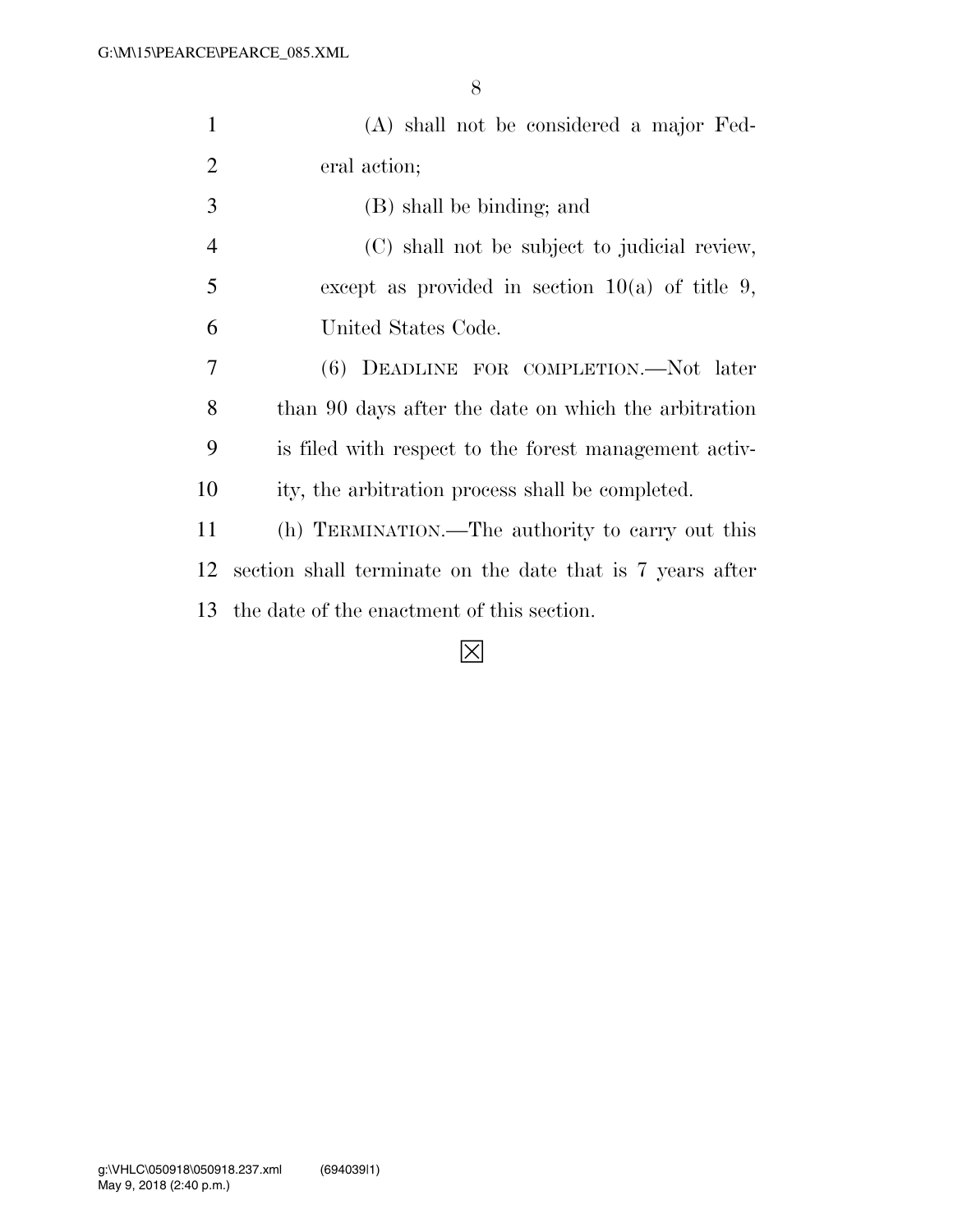(A) shall not be considered a major Federal action;

(B) shall be binding; and

(C) shall not be subject to judicial review, except as provided in section 10(a) of title 9, United States Code.

(6) DEADLINE FOR COMPLETION.—Not later than 90 days after the date on which the arbitration is filed with respect to the forest management activity, the arbitration process shall be completed.

(h) TERMINATION.—The authority to carry out this section shall terminate on the date that is 7 years after the date of the enactment of this section.